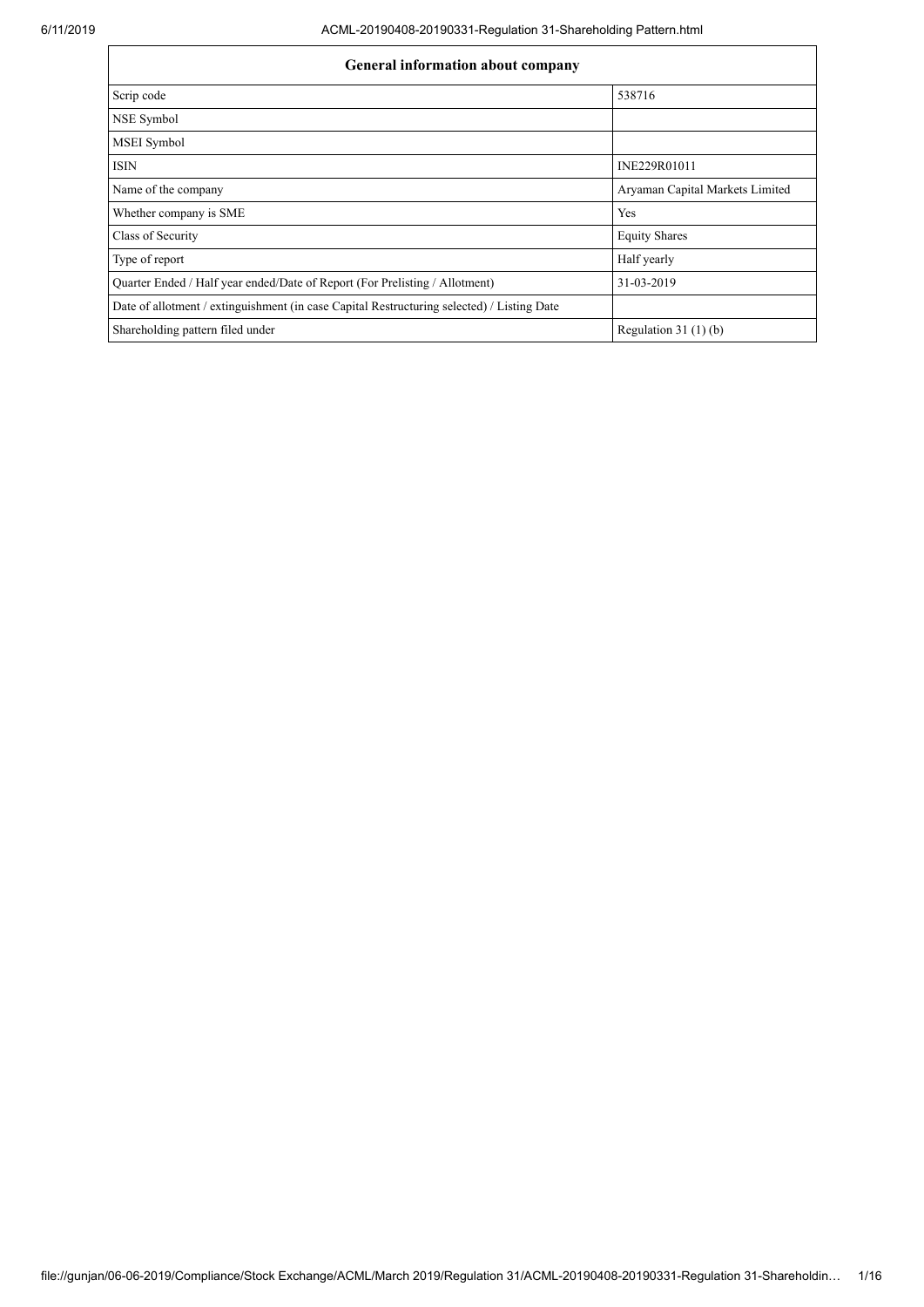| General information about company | |
|---|---|
| Scrip code | 538716 |
| NSE Symbol | |
| MSEI Symbol | |
| ISIN | INE229R01011 |
| Name of the company | Aryaman Capital Markets Limited |
| Whether company is SME | Yes |
| Class of Security | Equity Shares |
| Type of report | Half yearly |
| Quarter Ended / Half year ended/Date of Report (For Prelisting / Allotment) | 31-03-2019 |
| Date of allotment / extinguishment (in case Capital Restructuring selected) / Listing Date | |
| Shareholding pattern filed under | Regulation 31 (1) (b) |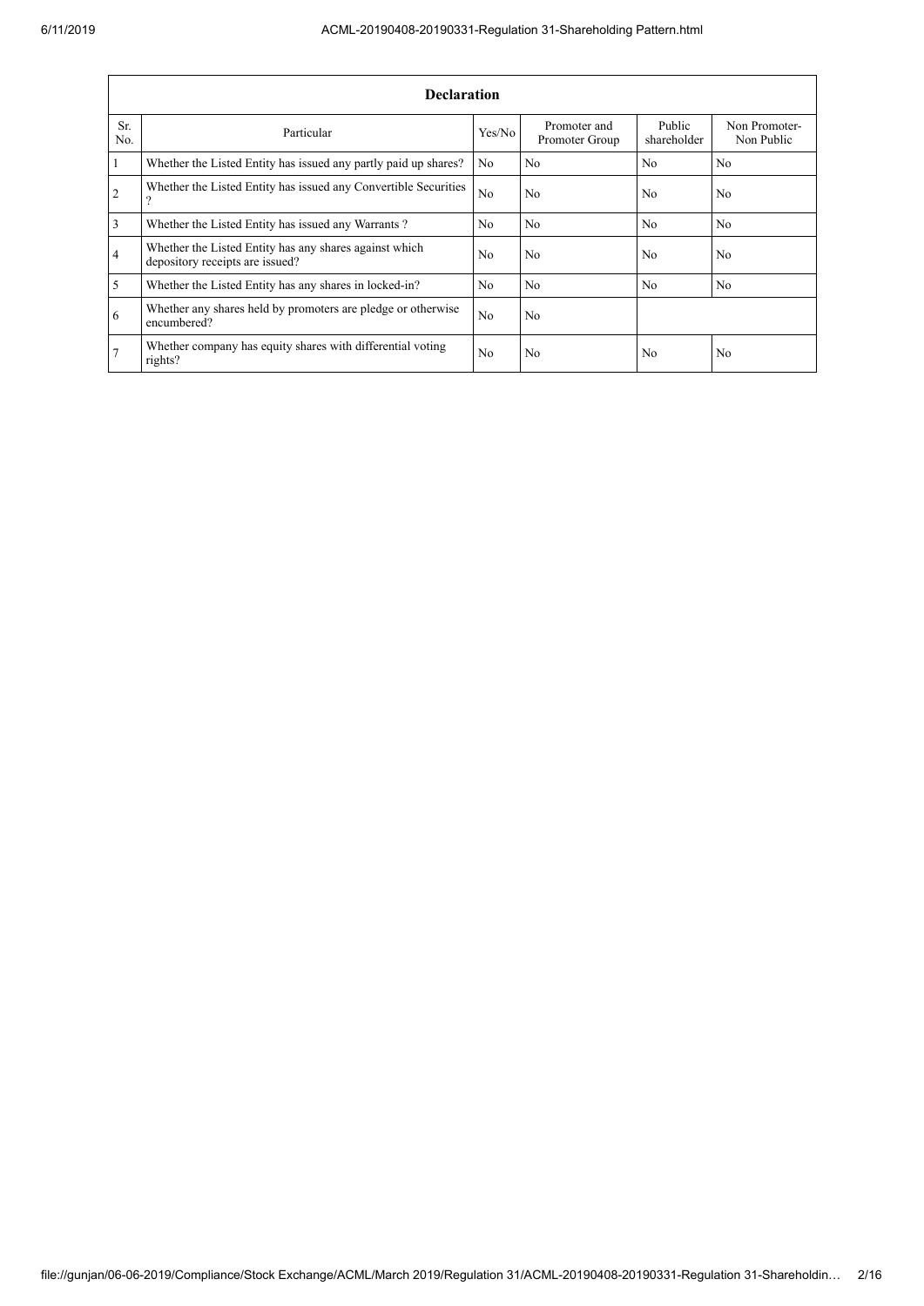| Declaration | | | | | |
|---|---|---|---|---|---|
| Sr. No. | Particular | Yes/No | Promoter and Promoter Group | Public shareholder | Non Promoter- Non Public |
| 1 | Whether the Listed Entity has issued any partly paid up shares? | No | No | No | No |
| 2 | Whether the Listed Entity has issued any Convertible Securities ? | No | No | No | No |
| 3 | Whether the Listed Entity has issued any Warrants ? | No | No | No | No |
| 4 | Whether the Listed Entity has any shares against which depository receipts are issued? | No | No | No | No |
| 5 | Whether the Listed Entity has any shares in locked-in? | No | No | No | No |
| 6 | Whether any shares held by promoters are pledge or otherwise encumbered? | No | No | | |
| 7 | Whether company has equity shares with differential voting rights? | No | No | No | No |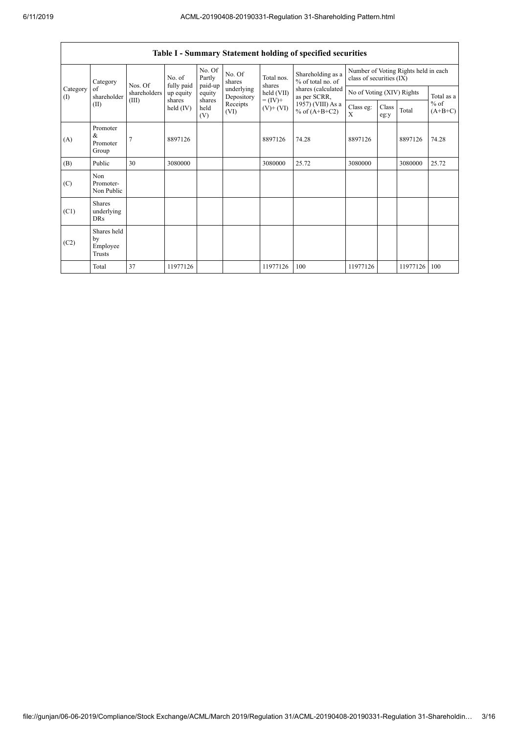## Table I - Summary Statement holding of specified securities

| Category (I) | Category of shareholder (II) | Nos. Of shareholders (III) | No. of fully paid up equity shares held (IV) | No. Of Partly paid-up equity shares held (V) | No. Of shares underlying Depository Receipts (VI) | Total nos. shares held (VII) = (IV)+ (V)+ (VI) | Shareholding as a % of total no. of shares (calculated as per SCRR, 1957) (VIII) As a % of (A+B+C2) | Number of Voting Rights held in each class of securities (IX) | | | |
|---|---|---|---|---|---|---|---|---|---|---|---|
| | | | | | | | | No of Voting (XIV) Rights | | | Total as a % of (A+B+C) |
| | | | | | | | | Class eg: X | Class eg:y | Total | |
| (A) | Promoter & Promoter Group | 7 | 8897126 | | | 8897126 | 74.28 | 8897126 | | 8897126 | 74.28 |
| (B) | Public | 30 | 3080000 | | | 3080000 | 25.72 | 3080000 | | 3080000 | 25.72 |
| (C) | Non Promoter- Non Public | | | | | | | | | | |
| (C1) | Shares underlying DRs | | | | | | | | | | |
| (C2) | Shares held by Employee Trusts | | | | | | | | | | |
| | Total | 37 | 11977126 | | | 11977126 | 100 | 11977126 | | 11977126 | 100 |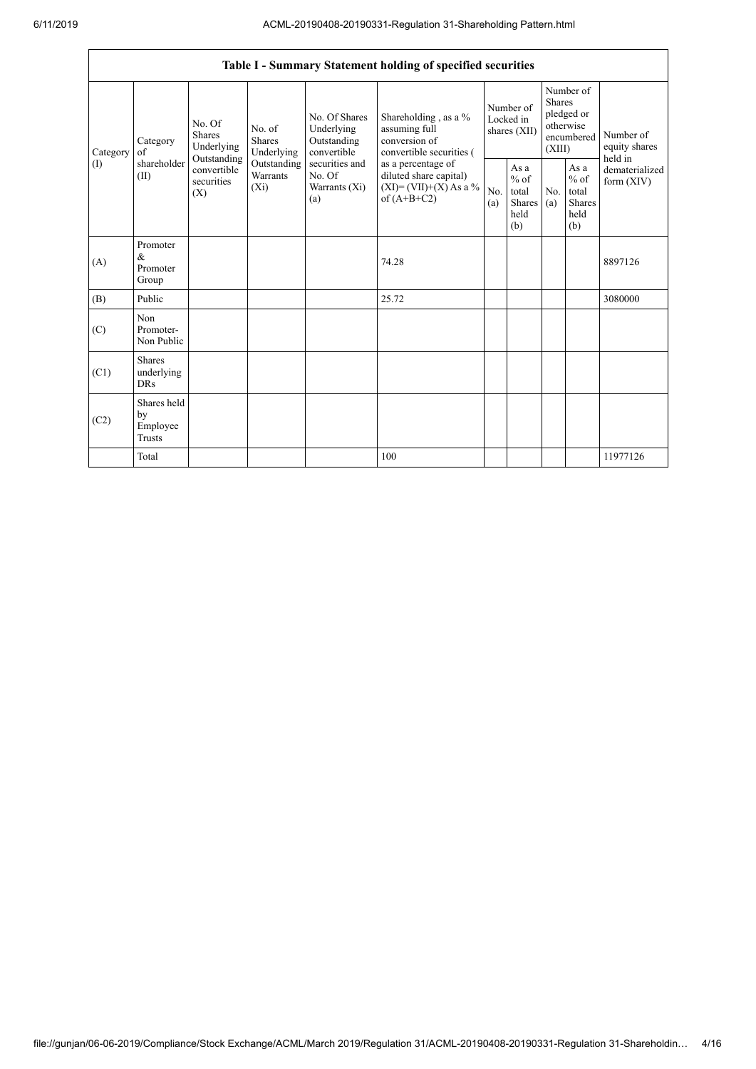| Table I - Summary Statement holding of specified securities | | | | | | | | | | |
|---|---|---|---|---|---|---|---|---|---|---|
| Category (I) | Category of shareholder (II) | No. Of Shares Underlying Outstanding convertible securities (X) | No. of Shares Underlying Outstanding Warrants (Xi) | No. Of Shares Underlying Outstanding convertible securities and No. Of Warrants (Xi) (a) | Shareholding , as a % assuming full conversion of convertible securities ( as a percentage of diluted share capital) (XI)= (VII)+(X) As a % of (A+B+C2) | Number of Locked in shares (XII) | | Number of Shares pledged or otherwise encumbered (XIII) | | Number of equity shares held in dematerialized form (XIV) |
| | | | | | | No. (a) | As a % of total Shares held (b) | No. (a) | As a % of total Shares held (b) | |
| (A) | Promoter & Promoter Group | | | | 74.28 | | | | | 8897126 |
| (B) | Public | | | | 25.72 | | | | | 3080000 |
| (C) | Non Promoter- Non Public | | | | | | | | | |
| (C1) | Shares underlying DRs | | | | | | | | | |
| (C2) | Shares held by Employee Trusts | | | | | | | | | |
| | Total | | | | 100 | | | | | 11977126 |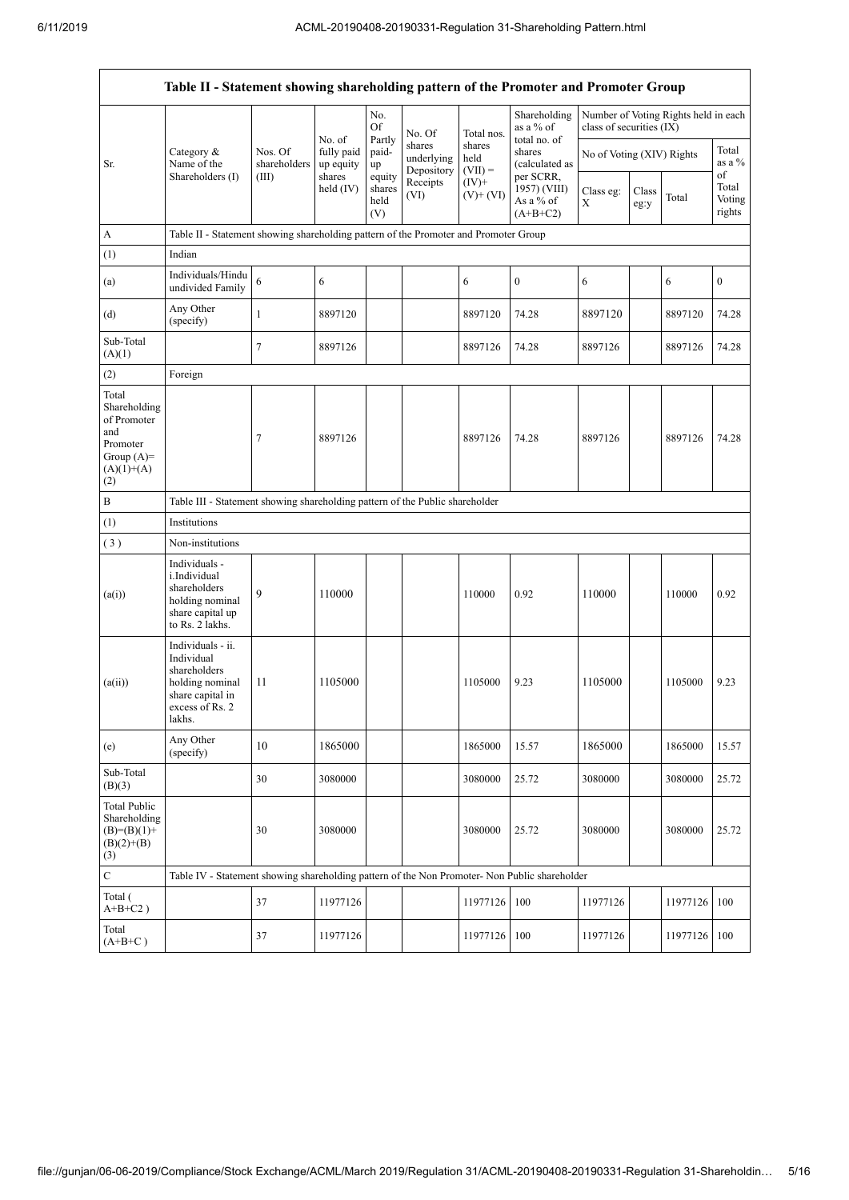| Table II - Statement showing shareholding pattern of the Promoter and Promoter Group | | | | | | | | | | | |
|---|---|---|---|---|---|---|---|---|---|---|---|
| Sr. | Category & Name of the Shareholders (I) | Nos. Of shareholders (III) | No. of fully paid up equity shares held (IV) | No. Of Partly paid-up equity shares held (V) | No. Of shares underlying Depository Receipts (VI) | Total nos. shares held (VII) = (IV)+ (V)+ (VI) | Shareholding as a % of total no. of shares (calculated as per SCRR, 1957) (VIII) As a % of (A+B+C2) | Number of Voting Rights held in each class of securities (IX) | | | |
| | | | | | | | | No of Voting (XIV) Rights | | | Total as a % of Total Voting rights |
| | | | | | | | | Class eg: X | Class eg:y | Total | |
| A | Table II - Statement showing shareholding pattern of the Promoter and Promoter Group | | | | | | | | | | |
| (1) | Indian | | | | | | | | | | |
| (a) | Individuals/Hindu undivided Family | 6 | 6 | | | 6 | 0 | 6 | | 6 | 0 |
| (d) | Any Other (specify) | 1 | 8897120 | | | 8897120 | 74.28 | 8897120 | | 8897120 | 74.28 |
| Sub-Total (A)(1) | | 7 | 8897126 | | | 8897126 | 74.28 | 8897126 | | 8897126 | 74.28 |
| (2) | Foreign | | | | | | | | | | |
| Total Shareholding of Promoter and Promoter Group (A)=(A)(1)+(A)(2) | | 7 | 8897126 | | | 8897126 | 74.28 | 8897126 | | 8897126 | 74.28 |
| B | Table III - Statement showing shareholding pattern of the Public shareholder | | | | | | | | | | |
| (1) | Institutions | | | | | | | | | | |
| (3) | Non-institutions | | | | | | | | | | |
| (a(i)) | Individuals - i.Individual shareholders holding nominal share capital up to Rs. 2 lakhs. | 9 | 110000 | | | 110000 | 0.92 | 110000 | | 110000 | 0.92 |
| (a(ii)) | Individuals - ii. Individual shareholders holding nominal share capital in excess of Rs. 2 lakhs. | 11 | 1105000 | | | 1105000 | 9.23 | 1105000 | | 1105000 | 9.23 |
| (e) | Any Other (specify) | 10 | 1865000 | | | 1865000 | 15.57 | 1865000 | | 1865000 | 15.57 |
| Sub-Total (B)(3) | | 30 | 3080000 | | | 3080000 | 25.72 | 3080000 | | 3080000 | 25.72 |
| Total Public Shareholding (B)=(B)(1)+(B)(2)+(B)(3) | | 30 | 3080000 | | | 3080000 | 25.72 | 3080000 | | 3080000 | 25.72 |
| C | Table IV - Statement showing shareholding pattern of the Non Promoter- Non Public shareholder | | | | | | | | | | |
| Total ( A+B+C2 ) | | 37 | 11977126 | | | 11977126 | 100 | 11977126 | | 11977126 | 100 |
| Total (A+B+C ) | | 37 | 11977126 | | | 11977126 | 100 | 11977126 | | 11977126 | 100 |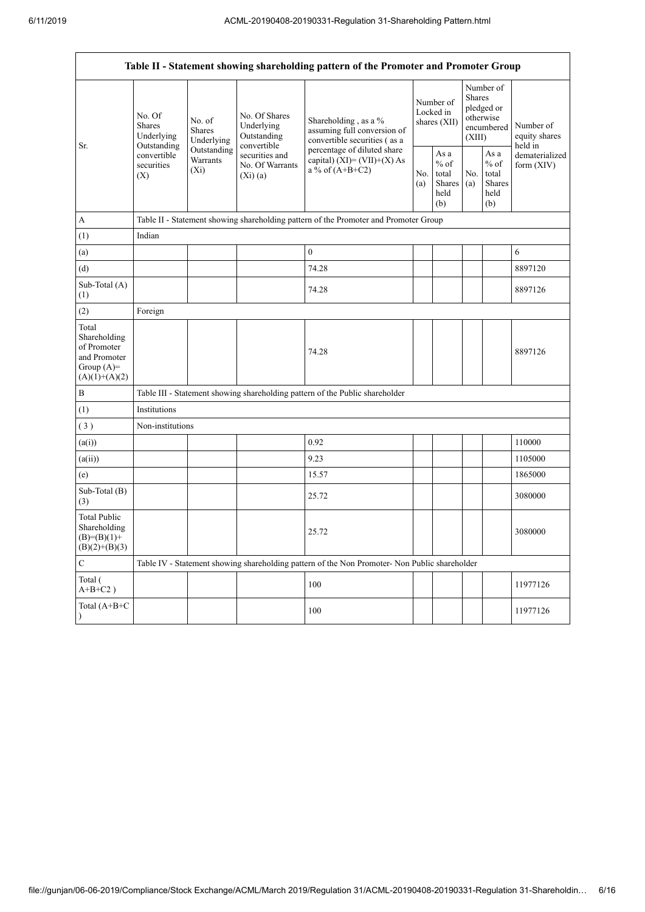| Table II - Statement showing shareholding pattern of the Promoter and Promoter Group | | | | | | | | | |
|---|---|---|---|---|---|---|---|---|---|
| Sr. | No. Of Shares Underlying Outstanding convertible securities (X) | No. of Shares Underlying Outstanding Warrants (Xi) | No. Of Shares Underlying Outstanding convertible securities and No. Of Warrants (Xi) (a) | Shareholding , as a % assuming full conversion of convertible securities ( as a percentage of diluted share capital) (XI)= (VII)+(X) As a % of (A+B+C2) | Number of Locked in shares (XII) | | Number of Shares pledged or otherwise encumbered (XIII) | | Number of equity shares held in dematerialized form (XIV) |
| | | | | | No. (a) | As a % of total Shares held (b) | No. (a) | As a % of total Shares held (b) | |
| A | Table II - Statement showing shareholding pattern of the Promoter and Promoter Group | | | | | | | | |
| (1) | Indian | | | | | | | | |
| (a) | | | | 0 | | | | | 6 |
| (d) | | | | 74.28 | | | | | 8897120 |
| Sub-Total (A) (1) | | | | 74.28 | | | | | 8897126 |
| (2) | Foreign | | | | | | | | |
| Total Shareholding of Promoter and Promoter Group (A)= (A)(1)+(A)(2) | | | | 74.28 | | | | | 8897126 |
| B | Table III - Statement showing shareholding pattern of the Public shareholder | | | | | | | | |
| (1) | Institutions | | | | | | | | |
| ( 3 ) | Non-institutions | | | | | | | | |
| (a(i)) | | | | 0.92 | | | | | 110000 |
| (a(ii)) | | | | 9.23 | | | | | 1105000 |
| (e) | | | | 15.57 | | | | | 1865000 |
| Sub-Total (B) (3) | | | | 25.72 | | | | | 3080000 |
| Total Public Shareholding (B)=(B)(1)+ (B)(2)+(B)(3) | | | | 25.72 | | | | | 3080000 |
| C | Table IV - Statement showing shareholding pattern of the Non Promoter- Non Public shareholder | | | | | | | | |
| Total ( A+B+C2 ) | | | | 100 | | | | | 11977126 |
| Total (A+B+C ) | | | | 100 | | | | | 11977126 |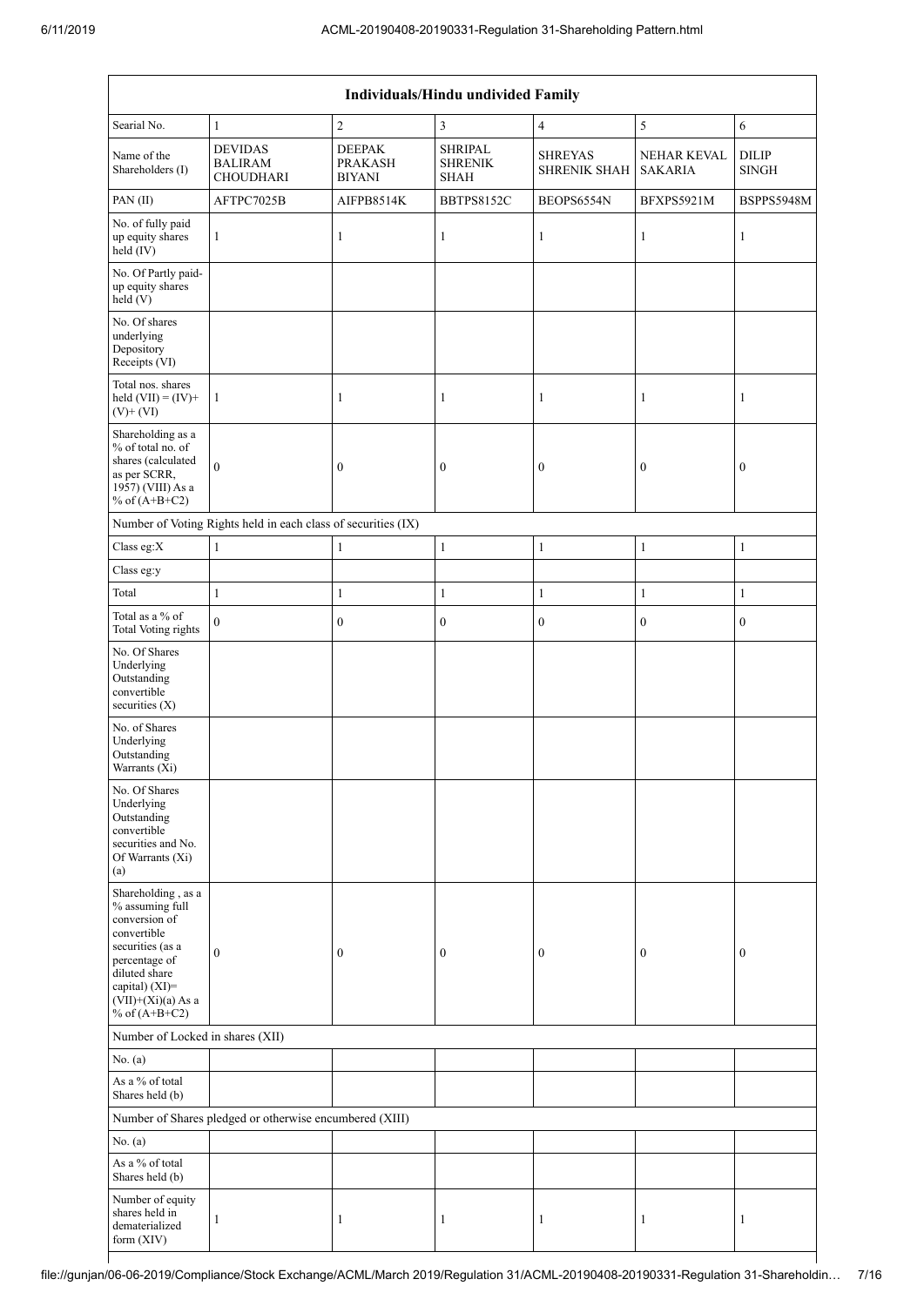| Individuals/Hindu undivided Family | | | | | | |
|---|---|---|---|---|---|---|
| Searial No. | 1 | 2 | 3 | 4 | 5 | 6 |
| Name of the Shareholders (I) | DEVIDAS BALIRAM CHOUDHARI | DEEPAK PRAKASH BIYANI | SHRIPAL SHRENIK SHAH | SHREYAS SHRENIK SHAH | NEHAR KEVAL SAKARIA | DILIP SINGH |
| PAN (II) | AFTPC7025B | AIFPB8514K | BBTPS8152C | BEOPS6554N | BFXPS5921M | BSPPS5948M |
| No. of fully paid up equity shares held (IV) | 1 | 1 | 1 | 1 | 1 | 1 |
| No. Of Partly paid-up equity shares held (V) | | | | | | |
| No. Of shares underlying Depository Receipts (VI) | | | | | | |
| Total nos. shares held (VII) = (IV)+ (V)+ (VI) | 1 | 1 | 1 | 1 | 1 | 1 |
| Shareholding as a % of total no. of shares (calculated as per SCRR, 1957) (VIII) As a % of (A+B+C2) | 0 | 0 | 0 | 0 | 0 | 0 |
| Number of Voting Rights held in each class of securities (IX) | | | | | | |
| Class eg:X | 1 | 1 | 1 | 1 | 1 | 1 |
| Class eg:y | | | | | | |
| Total | 1 | 1 | 1 | 1 | 1 | 1 |
| Total as a % of Total Voting rights | 0 | 0 | 0 | 0 | 0 | 0 |
| No. Of Shares Underlying Outstanding convertible securities (X) | | | | | | |
| No. of Shares Underlying Outstanding Warrants (Xi) | | | | | | |
| No. Of Shares Underlying Outstanding convertible securities and No. Of Warrants (Xi) (a) | | | | | | |
| Shareholding , as a % assuming full conversion of convertible securities (as a percentage of diluted share capital) (XI)= (VII)+(Xi)(a) As a % of (A+B+C2) | 0 | 0 | 0 | 0 | 0 | 0 |
| Number of Locked in shares (XII) | | | | | | |
| No. (a) | | | | | | |
| As a % of total Shares held (b) | | | | | | |
| Number of Shares pledged or otherwise encumbered (XIII) | | | | | | |
| No. (a) | | | | | | |
| As a % of total Shares held (b) | | | | | | |
| Number of equity shares held in dematerialized form (XIV) | 1 | 1 | 1 | 1 | 1 | 1 |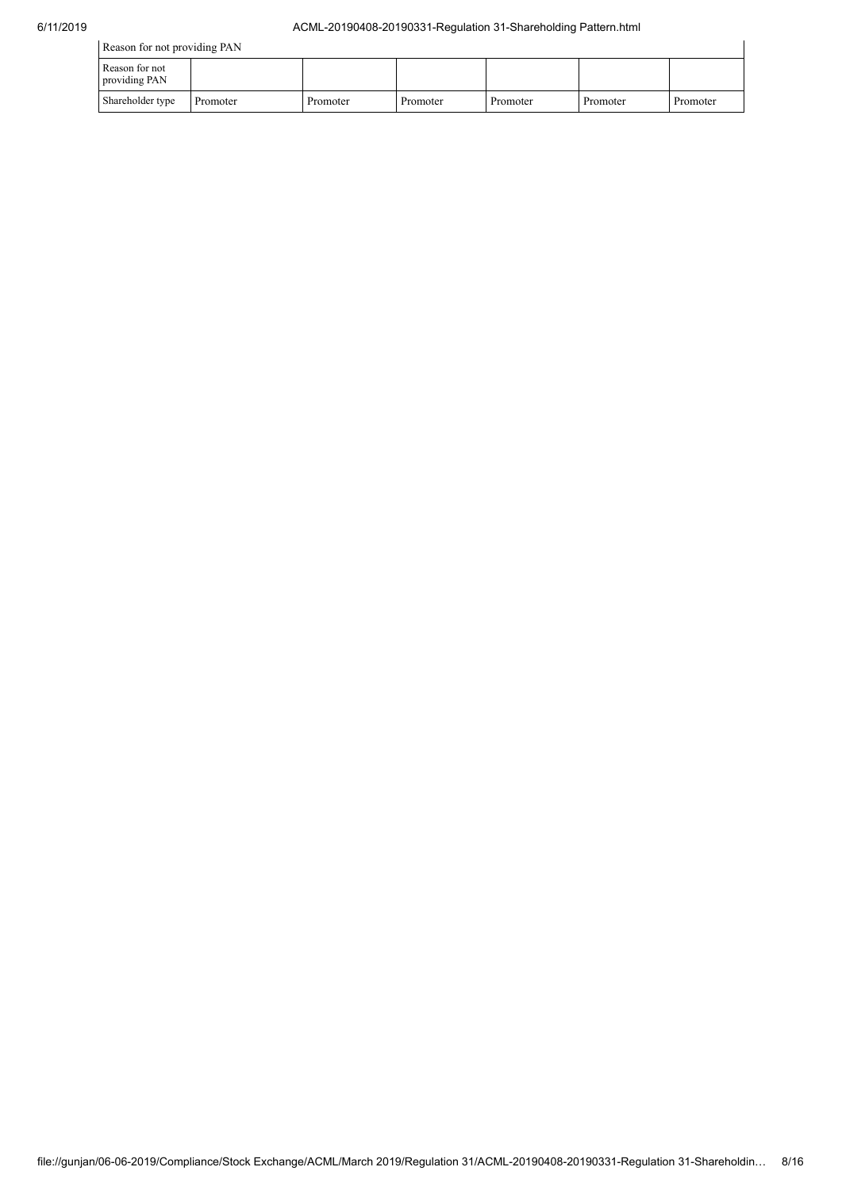| Reason for not providing PAN | | | | | | |
|---|---|---|---|---|---|---|
| Reason for not providing PAN | | | | | | |
| Shareholder type | Promoter | Promoter | Promoter | Promoter | Promoter | Promoter |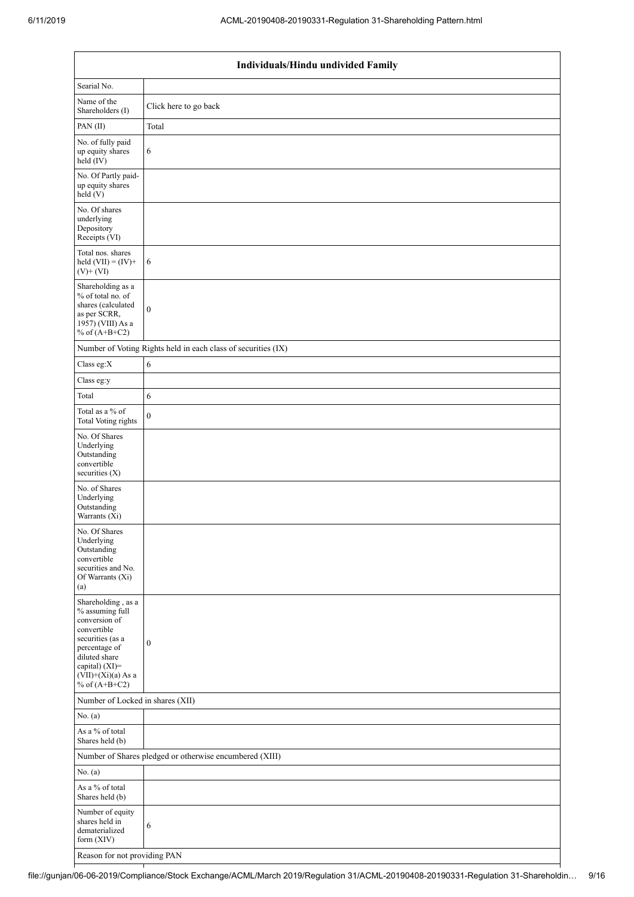| Individuals/Hindu undivided Family | |
|---|---|
| Searial No. | |
| Name of the Shareholders (I) | Click here to go back |
| PAN (II) | Total |
| No. of fully paid up equity shares held (IV) | 6 |
| No. Of Partly paid-up equity shares held (V) | |
| No. Of shares underlying Depository Receipts (VI) | |
| Total nos. shares held (VII) = (IV)+(V)+ (VI) | 6 |
| Shareholding as a % of total no. of shares (calculated as per SCRR, 1957) (VIII) As a % of (A+B+C2) | 0 |
| Number of Voting Rights held in each class of securities (IX) | |
| Class eg:X | 6 |
| Class eg:y | |
| Total | 6 |
| Total as a % of Total Voting rights | 0 |
| No. Of Shares Underlying Outstanding convertible securities (X) | |
| No. of Shares Underlying Outstanding Warrants (Xi) | |
| No. Of Shares Underlying Outstanding convertible securities and No. Of Warrants (Xi) (a) | |
| Shareholding , as a % assuming full conversion of convertible securities (as a percentage of diluted share capital) (XI)= (VII)+(Xi)(a) As a % of (A+B+C2) | 0 |
| Number of Locked in shares (XII) | |
| No. (a) | |
| As a % of total Shares held (b) | |
| Number of Shares pledged or otherwise encumbered (XIII) | |
| No. (a) | |
| As a % of total Shares held (b) | |
| Number of equity shares held in dematerialized form (XIV) | 6 |
| Reason for not providing PAN | |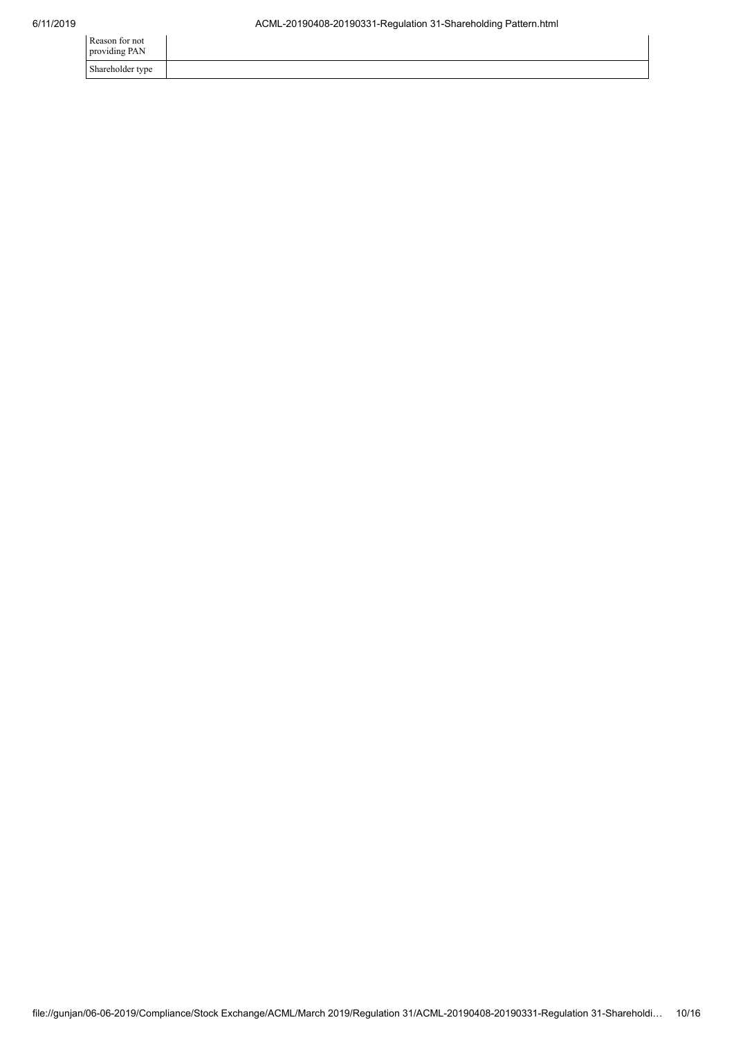| | |
|---|---|
| Reason for not providing PAN | |
| Shareholder type | |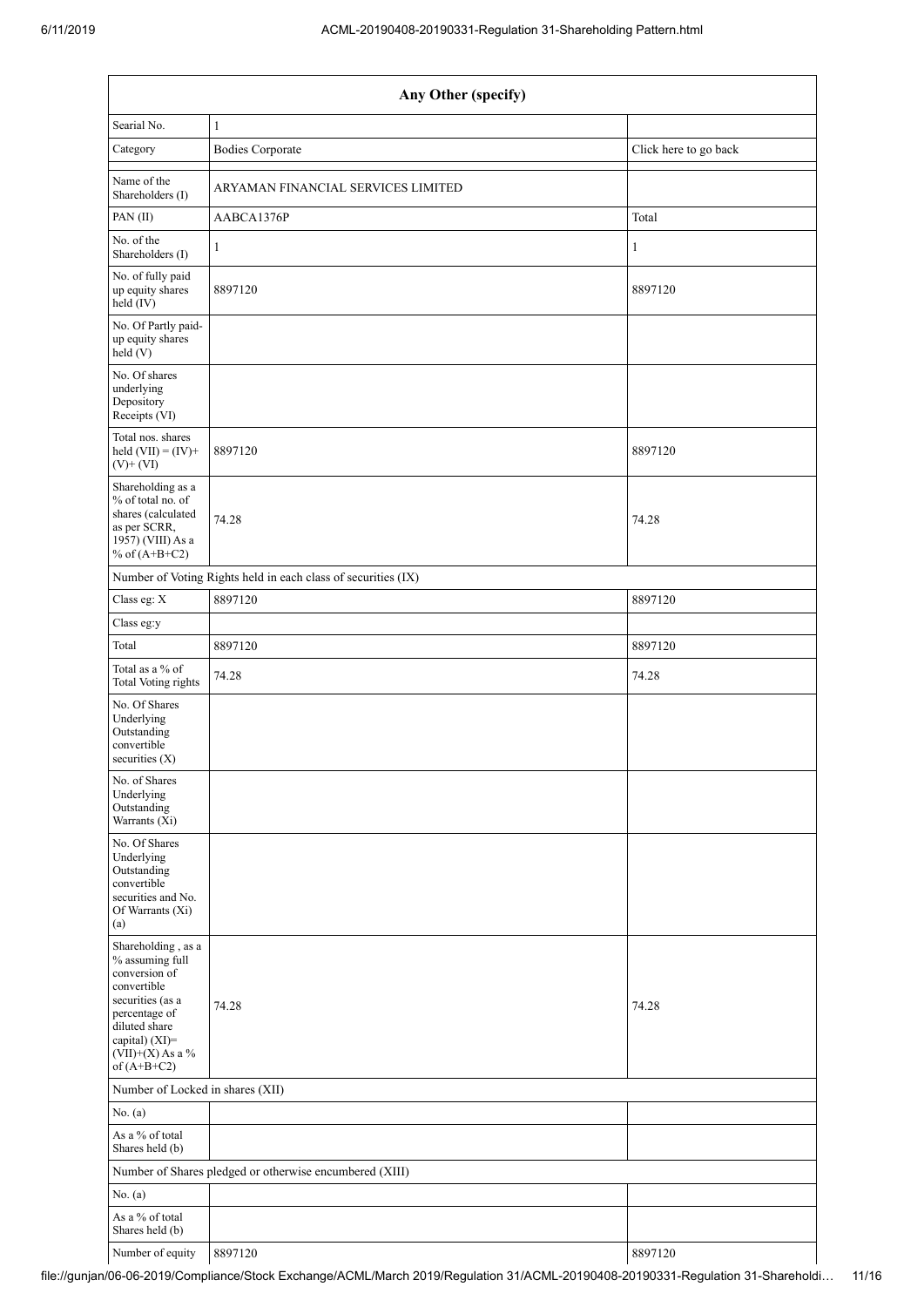| Any Other (specify) | | |
|---|---|---|
| Searial No. | 1 | |
| Category | Bodies Corporate | Click here to go back |
| Name of the Shareholders (I) | ARYAMAN FINANCIAL SERVICES LIMITED | |
| PAN (II) | AABCA1376P | Total |
| No. of the Shareholders (I) | 1 | 1 |
| No. of fully paid up equity shares held (IV) | 8897120 | 8897120 |
| No. Of Partly paid-up equity shares held (V) | | |
| No. Of shares underlying Depository Receipts (VI) | | |
| Total nos. shares held (VII) = (IV)+ (V)+ (VI) | 8897120 | 8897120 |
| Shareholding as a % of total no. of shares (calculated as per SCRR, 1957) (VIII) As a % of (A+B+C2) | 74.28 | 74.28 |
| Number of Voting Rights held in each class of securities (IX) | | |
| Class eg: X | 8897120 | 8897120 |
| Class eg:y | | |
| Total | 8897120 | 8897120 |
| Total as a % of Total Voting rights | 74.28 | 74.28 |
| No. Of Shares Underlying Outstanding convertible securities (X) | | |
| No. of Shares Underlying Outstanding Warrants (Xi) | | |
| No. Of Shares Underlying Outstanding convertible securities and No. Of Warrants (Xi) (a) | | |
| Shareholding , as a % assuming full conversion of convertible securities (as a percentage of diluted share capital) (XI)= (VII)+(X) As a % of (A+B+C2) | 74.28 | 74.28 |
| Number of Locked in shares (XII) | | |
| No. (a) | | |
| As a % of total Shares held (b) | | |
| Number of Shares pledged or otherwise encumbered (XIII) | | |
| No. (a) | | |
| As a % of total Shares held (b) | | |
| Number of equity | 8897120 | 8897120 |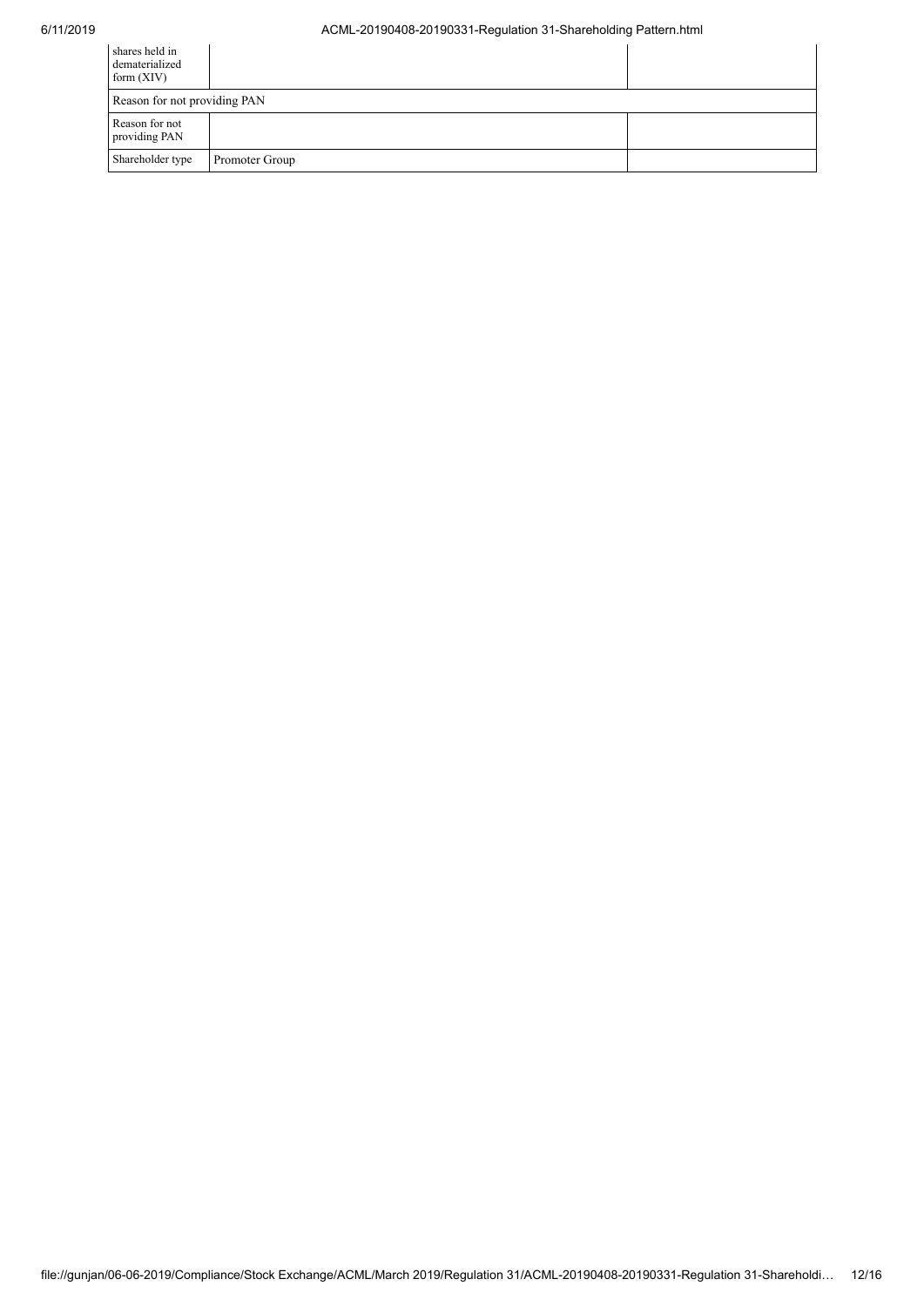| | | |
|---|---|---|
| Number of equity shares held in dematerialized form (XIV) | | |
| Reason for not providing PAN | | |
| Reason for not providing PAN | | |
| Shareholder type | Promoter Group | |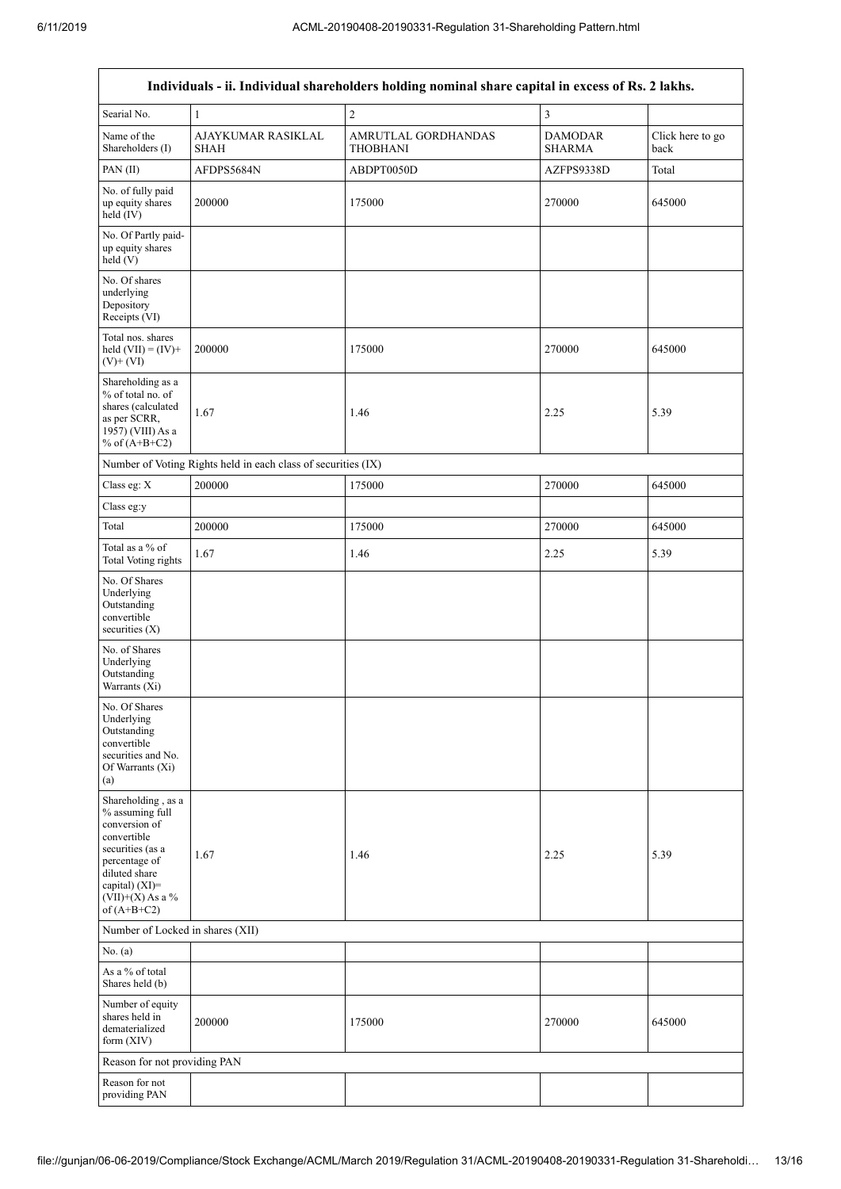| Individuals - ii. Individual shareholders holding nominal share capital in excess of Rs. 2 lakhs. | | | | |
|---|---|---|---|---|
| Searial No. | 1 | 2 | 3 | |
| Name of the Shareholders (I) | AJAYKUMAR RASIKLAL SHAH | AMRUTLAL GORDHANDAS THOBHANI | DAMODAR SHARMA | Click here to go back |
| PAN (II) | AFDPS5684N | ABDPT0050D | AZFPS9338D | Total |
| No. of fully paid up equity shares held (IV) | 200000 | 175000 | 270000 | 645000 |
| No. Of Partly paid-up equity shares held (V) | | | | |
| No. Of shares underlying Depository Receipts (VI) | | | | |
| Total nos. shares held (VII) = (IV)+ (V)+ (VI) | 200000 | 175000 | 270000 | 645000 |
| Shareholding as a % of total no. of shares (calculated as per SCRR, 1957) (VIII) As a % of (A+B+C2) | 1.67 | 1.46 | 2.25 | 5.39 |
| Number of Voting Rights held in each class of securities (IX) | | | | |
| Class eg: X | 200000 | 175000 | 270000 | 645000 |
| Class eg:y | | | | |
| Total | 200000 | 175000 | 270000 | 645000 |
| Total as a % of Total Voting rights | 1.67 | 1.46 | 2.25 | 5.39 |
| No. Of Shares Underlying Outstanding convertible securities (X) | | | | |
| No. of Shares Underlying Outstanding Warrants (Xi) | | | | |
| No. Of Shares Underlying Outstanding convertible securities and No. Of Warrants (Xi) (a) | | | | |
| Shareholding , as a % assuming full conversion of convertible securities (as a percentage of diluted share capital) (XI)= (VII)+(X) As a % of (A+B+C2) | 1.67 | 1.46 | 2.25 | 5.39 |
| Number of Locked in shares (XII) | | | | |
| No. (a) | | | | |
| As a % of total Shares held (b) | | | | |
| Number of equity shares held in dematerialized form (XIV) | 200000 | 175000 | 270000 | 645000 |
| Reason for not providing PAN | | | | |
| Reason for not providing PAN | | | | |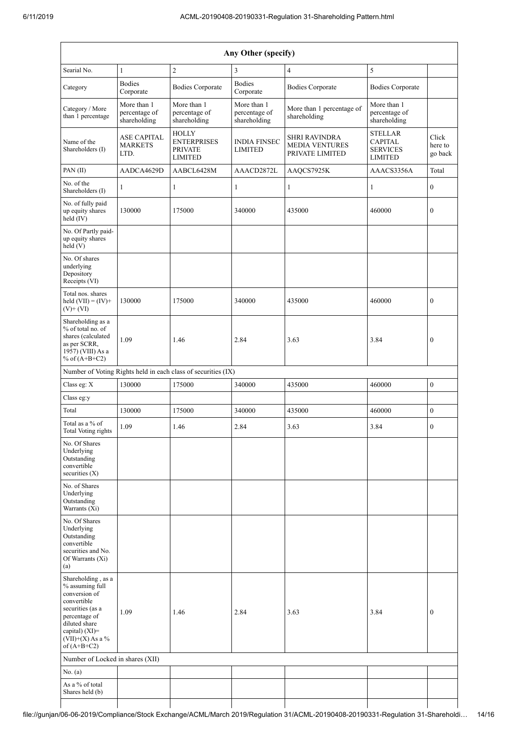| Any Other (specify) | | | | | | |
|---|---|---|---|---|---|---|
| Searial No. | 1 | 2 | 3 | 4 | 5 | |
| Category | Bodies Corporate | Bodies Corporate | Bodies Corporate | Bodies Corporate | Bodies Corporate | |
| Category / More than 1 percentage | More than 1 percentage of shareholding | More than 1 percentage of shareholding | More than 1 percentage of shareholding | More than 1 percentage of shareholding | More than 1 percentage of shareholding | |
| Name of the Shareholders (I) | ASE CAPITAL MARKETS LTD. | HOLLY ENTERPRISES PRIVATE LIMITED | INDIA FINSEC LIMITED | SHRI RAVINDRA MEDIA VENTURES PRIVATE LIMITED | STELLAR CAPITAL SERVICES LIMITED | Click here to go back |
| PAN (II) | AADCA4629D | AABCL6428M | AAACD2872L | AAQCS7925K | AAACS3356A | Total |
| No. of the Shareholders (I) | 1 | 1 | 1 | 1 | 1 | 0 |
| No. of fully paid up equity shares held (IV) | 130000 | 175000 | 340000 | 435000 | 460000 | 0 |
| No. Of Partly paid-up equity shares held (V) | | | | | | |
| No. Of shares underlying Depository Receipts (VI) | | | | | | |
| Total nos. shares held (VII) = (IV)+ (V)+ (VI) | 130000 | 175000 | 340000 | 435000 | 460000 | 0 |
| Shareholding as a % of total no. of shares (calculated as per SCRR, 1957) (VIII) As a % of (A+B+C2) | 1.09 | 1.46 | 2.84 | 3.63 | 3.84 | 0 |
| Number of Voting Rights held in each class of securities (IX) | | | | | | |
| Class eg: X | 130000 | 175000 | 340000 | 435000 | 460000 | 0 |
| Class eg:y | | | | | | |
| Total | 130000 | 175000 | 340000 | 435000 | 460000 | 0 |
| Total as a % of Total Voting rights | 1.09 | 1.46 | 2.84 | 3.63 | 3.84 | 0 |
| No. Of Shares Underlying Outstanding convertible securities (X) | | | | | | |
| No. of Shares Underlying Outstanding Warrants (Xi) | | | | | | |
| No. Of Shares Underlying Outstanding convertible securities and No. Of Warrants (Xi) (a) | | | | | | |
| Shareholding , as a % assuming full conversion of convertible securities (as a percentage of diluted share capital) (XI)= (VII)+(X) As a % of (A+B+C2) | 1.09 | 1.46 | 2.84 | 3.63 | 3.84 | 0 |
| Number of Locked in shares (XII) | | | | | | |
| No. (a) | | | | | | |
| As a % of total Shares held (b) | | | | | | |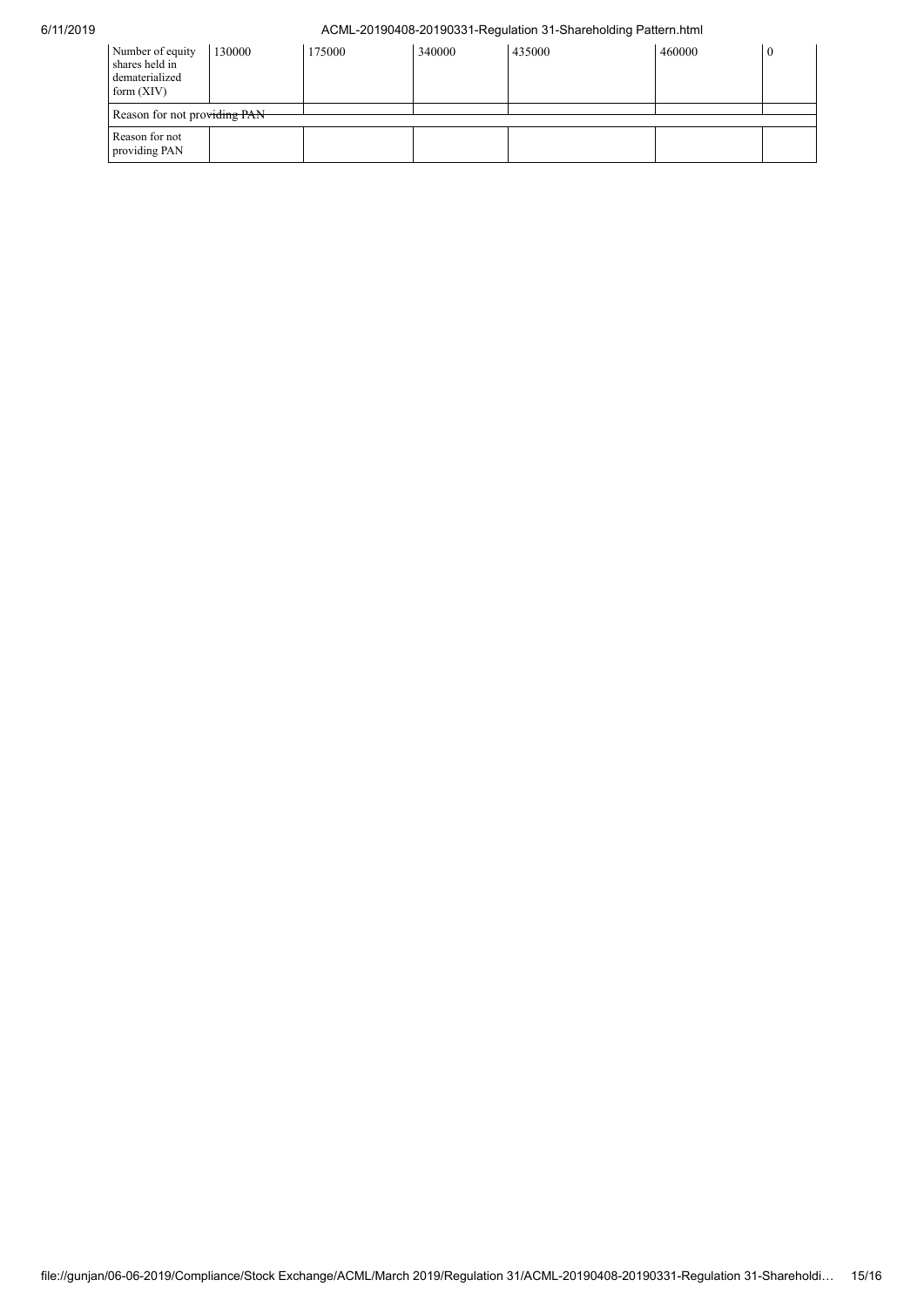| | | | | | | |
|---|---|---|---|---|---|---|
| Number of equity shares held in dematerialized form (XIV) | 130000 | 175000 | 340000 | 435000 | 460000 | 0 |
| Reason for not providing PAN | | | | | | |
| Reason for not providing PAN | | | | | | |